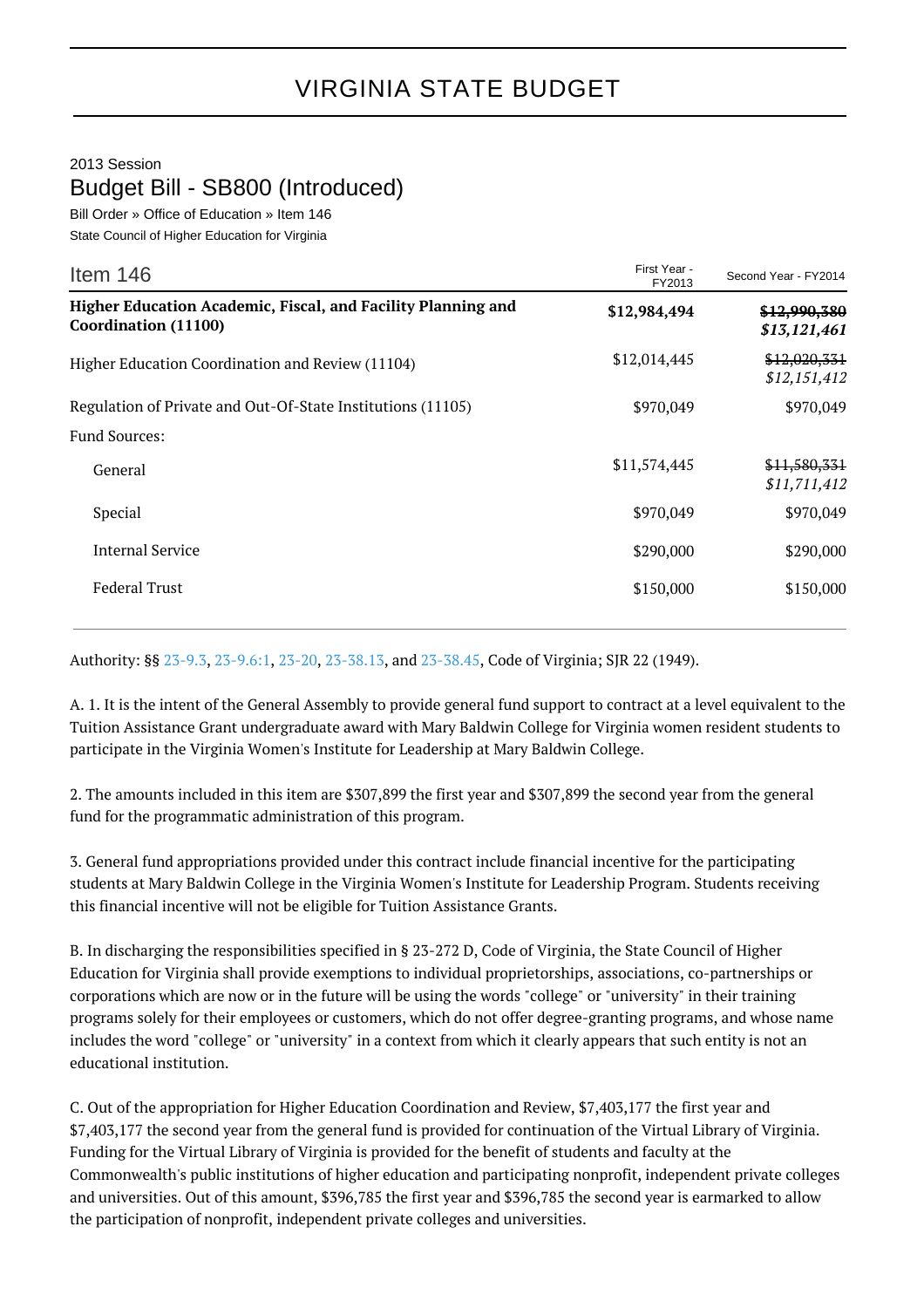# VIRGINIA STATE BUDGET

2013 Session

## Budget Bill - SB800 (Introduced)

Bill Order » Office of Education » Item 146

State Council of Higher Education for Virginia

| Item 146 | First Year - FY2013 | Second Year - FY2014 |
|---|---|---|
| **Higher Education Academic, Fiscal, and Facility Planning and Coordination (11100)** | **$12,984,494** | **~~$12,990,380~~** ***$13,121,461*** |
| Higher Education Coordination and Review (11104) | $12,014,445 | ~~$12,020,331~~ *$12,151,412* |
| Regulation of Private and Out-Of-State Institutions (11105) | $970,049 | $970,049 |
| Fund Sources: | | |
| General | $11,574,445 | ~~$11,580,331~~ *$11,711,412* |
| Special | $970,049 | $970,049 |
| Internal Service | $290,000 | $290,000 |
| Federal Trust | $150,000 | $150,000 |

Authority: §§ 23-9.3, 23-9.6:1, 23-20, 23-38.13, and 23-38.45, Code of Virginia; SJR 22 (1949).

A. 1. It is the intent of the General Assembly to provide general fund support to contract at a level equivalent to the Tuition Assistance Grant undergraduate award with Mary Baldwin College for Virginia women resident students to participate in the Virginia Women's Institute for Leadership at Mary Baldwin College.

2. The amounts included in this item are $307,899 the first year and $307,899 the second year from the general fund for the programmatic administration of this program.

3. General fund appropriations provided under this contract include financial incentive for the participating students at Mary Baldwin College in the Virginia Women's Institute for Leadership Program. Students receiving this financial incentive will not be eligible for Tuition Assistance Grants.

B. In discharging the responsibilities specified in § 23-272 D, Code of Virginia, the State Council of Higher Education for Virginia shall provide exemptions to individual proprietorships, associations, co-partnerships or corporations which are now or in the future will be using the words "college" or "university" in their training programs solely for their employees or customers, which do not offer degree-granting programs, and whose name includes the word "college" or "university" in a context from which it clearly appears that such entity is not an educational institution.

C. Out of the appropriation for Higher Education Coordination and Review, $7,403,177 the first year and $7,403,177 the second year from the general fund is provided for continuation of the Virtual Library of Virginia. Funding for the Virtual Library of Virginia is provided for the benefit of students and faculty at the Commonwealth's public institutions of higher education and participating nonprofit, independent private colleges and universities. Out of this amount, $396,785 the first year and $396,785 the second year is earmarked to allow the participation of nonprofit, independent private colleges and universities.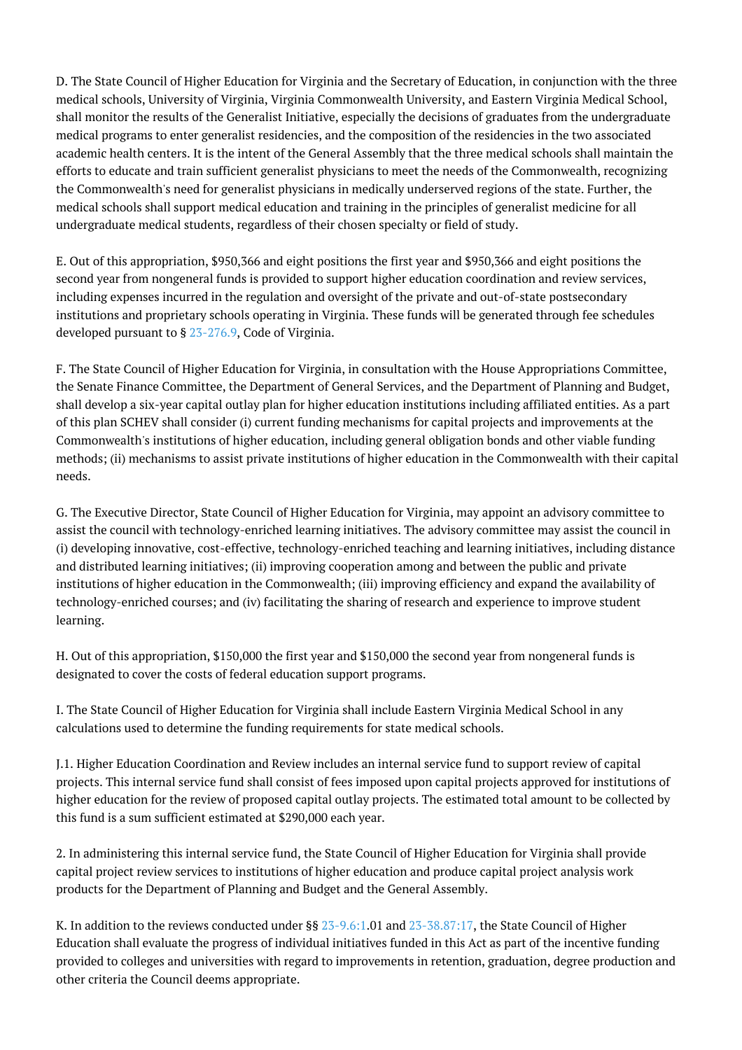D. The State Council of Higher Education for Virginia and the Secretary of Education, in conjunction with the three medical schools, University of Virginia, Virginia Commonwealth University, and Eastern Virginia Medical School, shall monitor the results of the Generalist Initiative, especially the decisions of graduates from the undergraduate medical programs to enter generalist residencies, and the composition of the residencies in the two associated academic health centers. It is the intent of the General Assembly that the three medical schools shall maintain the efforts to educate and train sufficient generalist physicians to meet the needs of the Commonwealth, recognizing the Commonwealth's need for generalist physicians in medically underserved regions of the state. Further, the medical schools shall support medical education and training in the principles of generalist medicine for all undergraduate medical students, regardless of their chosen specialty or field of study.

E. Out of this appropriation, $950,366 and eight positions the first year and $950,366 and eight positions the second year from nongeneral funds is provided to support higher education coordination and review services, including expenses incurred in the regulation and oversight of the private and out-of-state postsecondary institutions and proprietary schools operating in Virginia. These funds will be generated through fee schedules developed pursuant to § 23-276.9, Code of Virginia.

F. The State Council of Higher Education for Virginia, in consultation with the House Appropriations Committee, the Senate Finance Committee, the Department of General Services, and the Department of Planning and Budget, shall develop a six-year capital outlay plan for higher education institutions including affiliated entities. As a part of this plan SCHEV shall consider (i) current funding mechanisms for capital projects and improvements at the Commonwealth's institutions of higher education, including general obligation bonds and other viable funding methods; (ii) mechanisms to assist private institutions of higher education in the Commonwealth with their capital needs.

G. The Executive Director, State Council of Higher Education for Virginia, may appoint an advisory committee to assist the council with technology-enriched learning initiatives. The advisory committee may assist the council in (i) developing innovative, cost-effective, technology-enriched teaching and learning initiatives, including distance and distributed learning initiatives; (ii) improving cooperation among and between the public and private institutions of higher education in the Commonwealth; (iii) improving efficiency and expand the availability of technology-enriched courses; and (iv) facilitating the sharing of research and experience to improve student learning.

H. Out of this appropriation, $150,000 the first year and $150,000 the second year from nongeneral funds is designated to cover the costs of federal education support programs.

I. The State Council of Higher Education for Virginia shall include Eastern Virginia Medical School in any calculations used to determine the funding requirements for state medical schools.

J.1. Higher Education Coordination and Review includes an internal service fund to support review of capital projects. This internal service fund shall consist of fees imposed upon capital projects approved for institutions of higher education for the review of proposed capital outlay projects. The estimated total amount to be collected by this fund is a sum sufficient estimated at $290,000 each year.

2. In administering this internal service fund, the State Council of Higher Education for Virginia shall provide capital project review services to institutions of higher education and produce capital project analysis work products for the Department of Planning and Budget and the General Assembly.

K. In addition to the reviews conducted under §§ 23-9.6:1.01 and 23-38.87:17, the State Council of Higher Education shall evaluate the progress of individual initiatives funded in this Act as part of the incentive funding provided to colleges and universities with regard to improvements in retention, graduation, degree production and other criteria the Council deems appropriate.